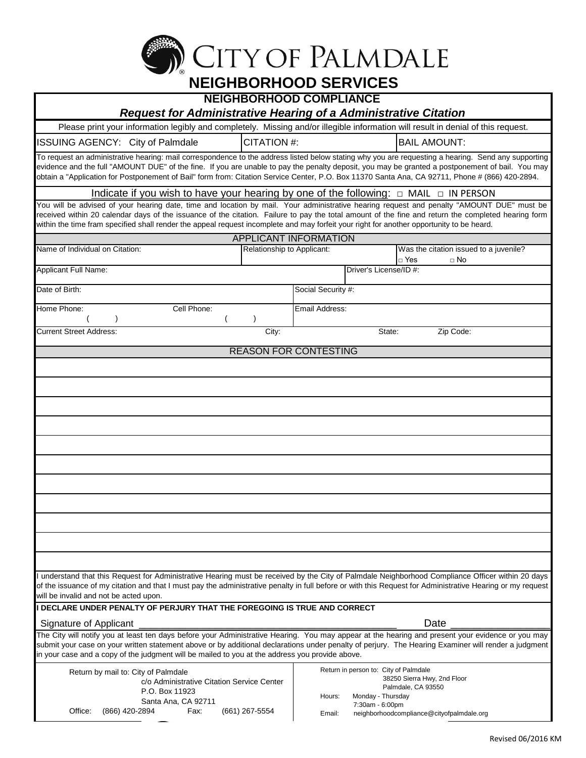# CITY OF PALMDALE

## NEIGHBORHOOD SERVICES

### NEIGHBORHOOD COMPLIANCE

***Request for Administrative Hearing of a Administrative Citation***

Please print your information legibly and completely. Missing and/or illegible information will result in denial of this request.

| ISSUING AGENCY: City of Palmdale | CITATION #: | BAIL AMOUNT: |
|---|---|---|

To request an administrative hearing: mail correspondence to the address listed below stating why you are requesting a hearing. Send any supporting evidence and the full "AMOUNT DUE" of the fine. If you are unable to pay the penalty deposit, you may be granted a postponement of bail. You may obtain a "Application for Postponement of Bail" form from: Citation Service Center, P.O. Box 11370 Santa Ana, CA 92711, Phone # (866) 420-2894.

Indicate if you wish to have your hearing by one of the following: □ MAIL □ IN PERSON

You will be advised of your hearing date, time and location by mail. Your administrative hearing request and penalty "AMOUNT DUE" must be received within 20 calendar days of the issuance of the citation. Failure to pay the total amount of the fine and return the completed hearing form within the time fram specified shall render the appeal request incomplete and may forfeit your right for another opportunity to be heard.

### APPLICANT INFORMATION

| Name of Individual on Citation: | Relationship to Applicant: | Was the citation issued to a juvenile? □ Yes □ No |
|---|---|---|
| Applicant Full Name: | | Driver's License/ID #: |
| Date of Birth: | Social Security #: | |
| Home Phone: ( ) Cell Phone: ( ) | Email Address: | |
| Current Street Address: City: | State: | Zip Code: |

### REASON FOR CONTESTING

| |
|---|
| |
| |
| |
| |
| |
| |
| |
| |
| |
| |
| |

I understand that this Request for Administrative Hearing must be received by the City of Palmdale Neighborhood Compliance Officer within 20 days of the issuance of my citation and that I must pay the administrative penalty in full before or with this Request for Administrative Hearing or my request will be invalid and not be acted upon.

**I DECLARE UNDER PENALTY OF PERJURY THAT THE FOREGOING IS TRUE AND CORRECT**

Signature of Applicant ______________________________ Date ______________

The City will notify you at least ten days before your Administrative Hearing. You may appear at the hearing and present your evidence or you may submit your case on your written statement above or by additional declarations under penalty of perjury. The Hearing Examiner will render a judgment in your case and a copy of the judgment will be mailed to you at the address you provide above.

Return by mail to: City of Palmdale
c/o Administrative Citation Service Center
P.O. Box 11923
Santa Ana, CA 92711
Office: (866) 420-2894 Fax: (661) 267-5554

Return in person to: City of Palmdale
38250 Sierra Hwy, 2nd Floor
Palmdale, CA 93550
Hours: Monday - Thursday
7:30am - 6:00pm
Email: neighborhoodcompliance@cityofpalmdale.org

Revised 06/2016 KM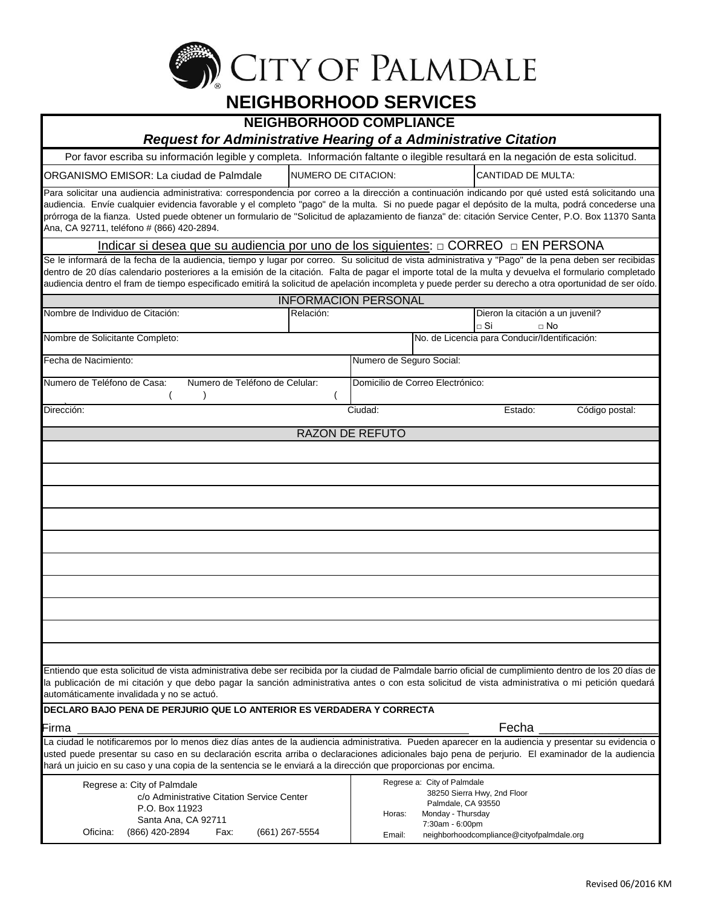# CITY OF PALMDALE

## NEIGHBORHOOD SERVICES

### NEIGHBORHOOD COMPLIANCE

***Request for Administrative Hearing of a Administrative Citation***

Por favor escriba su información legible y completa. Información faltante o ilegible resultará en la negación de esta solicitud.

| ORGANISMO EMISOR: La ciudad de Palmdale | NUMERO DE CITACION: | CANTIDAD DE MULTA: |
|---|---|---|

Para solicitar una audiencia administrativa: correspondencia por correo a la dirección a continuación indicando por qué usted está solicitando una audiencia. Envíe cualquier evidencia favorable y el completo "pago" de la multa. Si no puede pagar el depósito de la multa, podrá concederse una prórroga de la fianza. Usted puede obtener un formulario de "Solicitud de aplazamiento de fianza" de: citación Service Center, P.O. Box 11370 Santa Ana, CA 92711, teléfono # (866) 420-2894.

Indicar si desea que su audiencia por uno de los siguientes: □ CORREO □ EN PERSONA

Se le informará de la fecha de la audiencia, tiempo y lugar por correo. Su solicitud de vista administrativa y "Pago" de la pena deben ser recibidas dentro de 20 días calendario posteriores a la emisión de la citación. Falta de pagar el importe total de la multa y devuelva el formulario completado audiencia dentro el fram de tiempo especificado emitirá la solicitud de apelación incompleta y puede perder su derecho a otra oportunidad de ser oído.

### INFORMACION PERSONAL

| | | | |
|---|---|---|---|
| Nombre de Individuo de Citación: | Relación: | | Dieron la citación a un juvenil? □ Si □ No |
| Nombre de Solicitante Completo: | | No. de Licencia para Conducir/Identificación: | |
| Fecha de Nacimiento: | Numero de Seguro Social: | | |
| Numero de Teléfono de Casa: ( ) | Numero de Teléfono de Celular: ( ) | Domicilio de Correo Electrónico: | |
| Dirección: | Ciudad: | Estado: | Código postal: |

### RAZON DE REFUTO

Entiendo que esta solicitud de vista administrativa debe ser recibida por la ciudad de Palmdale barrio oficial de cumplimiento dentro de los 20 días de la publicación de mi citación y que debo pagar la sanción administrativa antes o con esta solicitud de vista administrativa o mi petición quedará automáticamente invalidada y no se actuó.

**DECLARO BAJO PENA DE PERJURIO QUE LO ANTERIOR ES VERDADERA Y CORRECTA**

Firma ______________________________ Fecha ______________

La ciudad le notificaremos por lo menos diez días antes de la audiencia administrativa. Pueden aparecer en la audiencia y presentar su evidencia o usted puede presentar su caso en su declaración escrita arriba o declaraciones adicionales bajo pena de perjurio. El examinador de la audiencia hará un juicio en su caso y una copia de la sentencia se le enviará a la dirección que proporcionas por encima.

Regrese a: City of Palmdale
c/o Administrative Citation Service Center
P.O. Box 11923
Santa Ana, CA 92711
Oficina: (866) 420-2894 Fax: (661) 267-5554

Regrese a: City of Palmdale
38250 Sierra Hwy, 2nd Floor
Palmdale, CA 93550
Horas: Monday - Thursday
7:30am - 6:00pm
Email: neighborhoodcompliance@cityofpalmdale.org

Revised 06/2016 KM